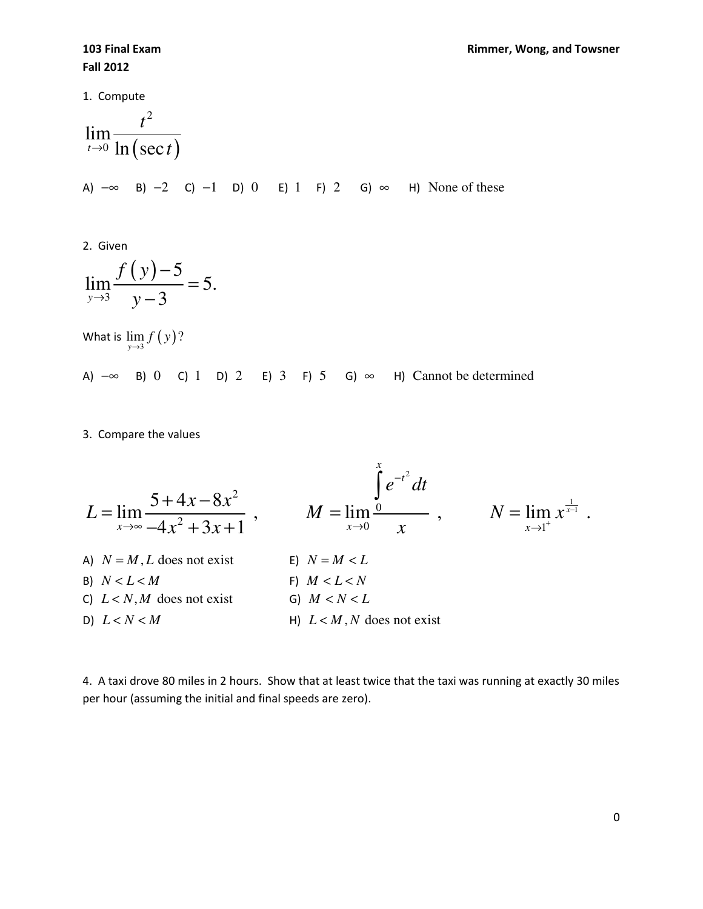**103 Final Exam** **Rimmer, Wong, and Towsner**
**Fall 2012**

1. Compute

$$\lim_{t\to 0}\frac{t^2}{\ln(\sec t)}$$

A) $-\infty$  B) $-2$  C) $-1$  D) $0$  E) $1$  F) $2$  G) $\infty$  H) None of these

2. Given

$$\lim_{y\to 3}\frac{f(y)-5}{y-3}=5.$$

What is $\lim_{y\to 3} f(y)$?

A) $-\infty$  B) $0$  C) $1$  D) $2$  E) $3$  F) $5$  G) $\infty$  H) Cannot be determined

3. Compare the values

$$L=\lim_{x\to\infty}\frac{5+4x-8x^2}{-4x^2+3x+1}\ , \qquad M=\lim_{x\to 0}\frac{\int_0^x e^{-t^2}\,dt}{x}\ , \qquad N=\lim_{x\to 1^+} x^{\frac{1}{x-1}}\ .$$

A) $N=M, L$ does not exist
B) $N<L<M$
C) $L<N, M$ does not exist
D) $L<N<M$
E) $N=M<L$
F) $M<L<N$
G) $M<N<L$
H) $L<M, N$ does not exist

4. A taxi drove 80 miles in 2 hours. Show that at least twice that the taxi was running at exactly 30 miles per hour (assuming the initial and final speeds are zero).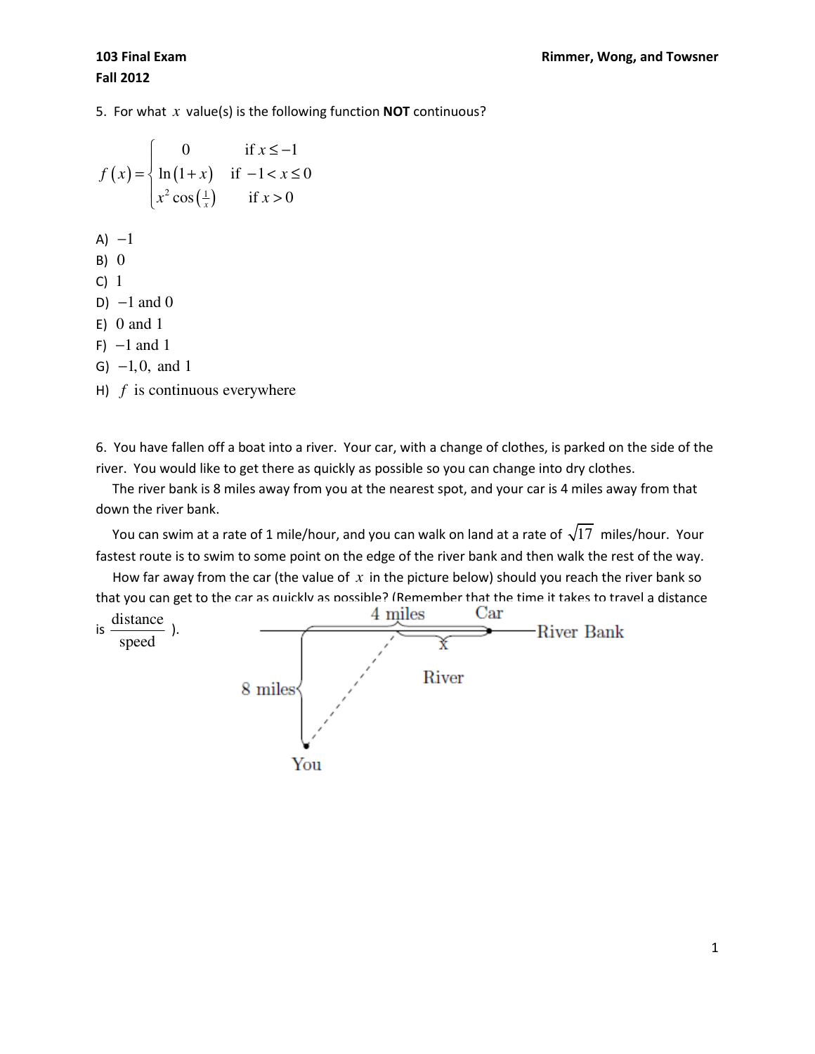5. For what $x$ value(s) is the following function **NOT** continuous?

$$f(x) = \begin{cases} 0 & \text{if } x \le -1 \\ \ln(1+x) & \text{if } -1 < x \le 0 \\ x^2 \cos\left(\frac{1}{x}\right) & \text{if } x > 0 \end{cases}$$

A) $-1$

B) $0$

C) $1$

D) $-1$ and $0$

E) $0$ and $1$

F) $-1$ and $1$

G) $-1, 0,$ and $1$

H) $f$ is continuous everywhere

6. You have fallen off a boat into a river. Your car, with a change of clothes, is parked on the side of the river. You would like to get there as quickly as possible so you can change into dry clothes.

The river bank is 8 miles away from you at the nearest spot, and your car is 4 miles away from that down the river bank.

You can swim at a rate of 1 mile/hour, and you can walk on land at a rate of $\sqrt{17}$ miles/hour. Your fastest route is to swim to some point on the edge of the river bank and then walk the rest of the way.

How far away from the car (the value of $x$ in the picture below) should you reach the river bank so that you can get to the car as quickly as possible? (Remember that the time it takes to travel a distance is $\frac{\text{distance}}{\text{speed}}$).

4 miles | Car | River Bank | x | River | 8 miles | You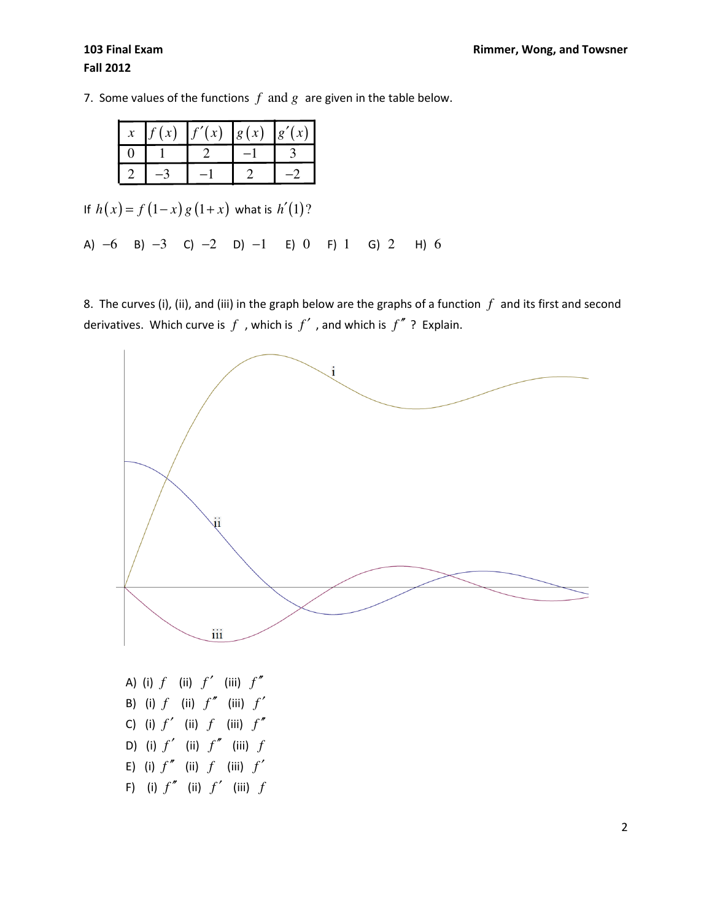7. Some values of the functions $f$ and $g$ are given in the table below.

| $x$ | $f(x)$ | $f'(x)$ | $g(x)$ | $g'(x)$ |
|---|---|---|---|---|
| 0 | 1 | 2 | $-1$ | 3 |
| 2 | $-3$ | $-1$ | 2 | $-2$ |

If $h(x) = f(1-x)\,g(1+x)$ what is $h'(1)$?

A) $-6$ B) $-3$ C) $-2$ D) $-1$ E) $0$ F) $1$ G) $2$ H) $6$

8. The curves (i), (ii), and (iii) in the graph below are the graphs of a function $f$ and its first and second derivatives. Which curve is $f$, which is $f'$, and which is $f''$? Explain.

A) (i) $f$ (ii) $f'$ (iii) $f''$

B) (i) $f$ (ii) $f''$ (iii) $f'$

C) (i) $f'$ (ii) $f$ (iii) $f''$

D) (i) $f'$ (ii) $f''$ (iii) $f$

E) (i) $f''$ (ii) $f$ (iii) $f'$

F) (i) $f''$ (ii) $f'$ (iii) $f$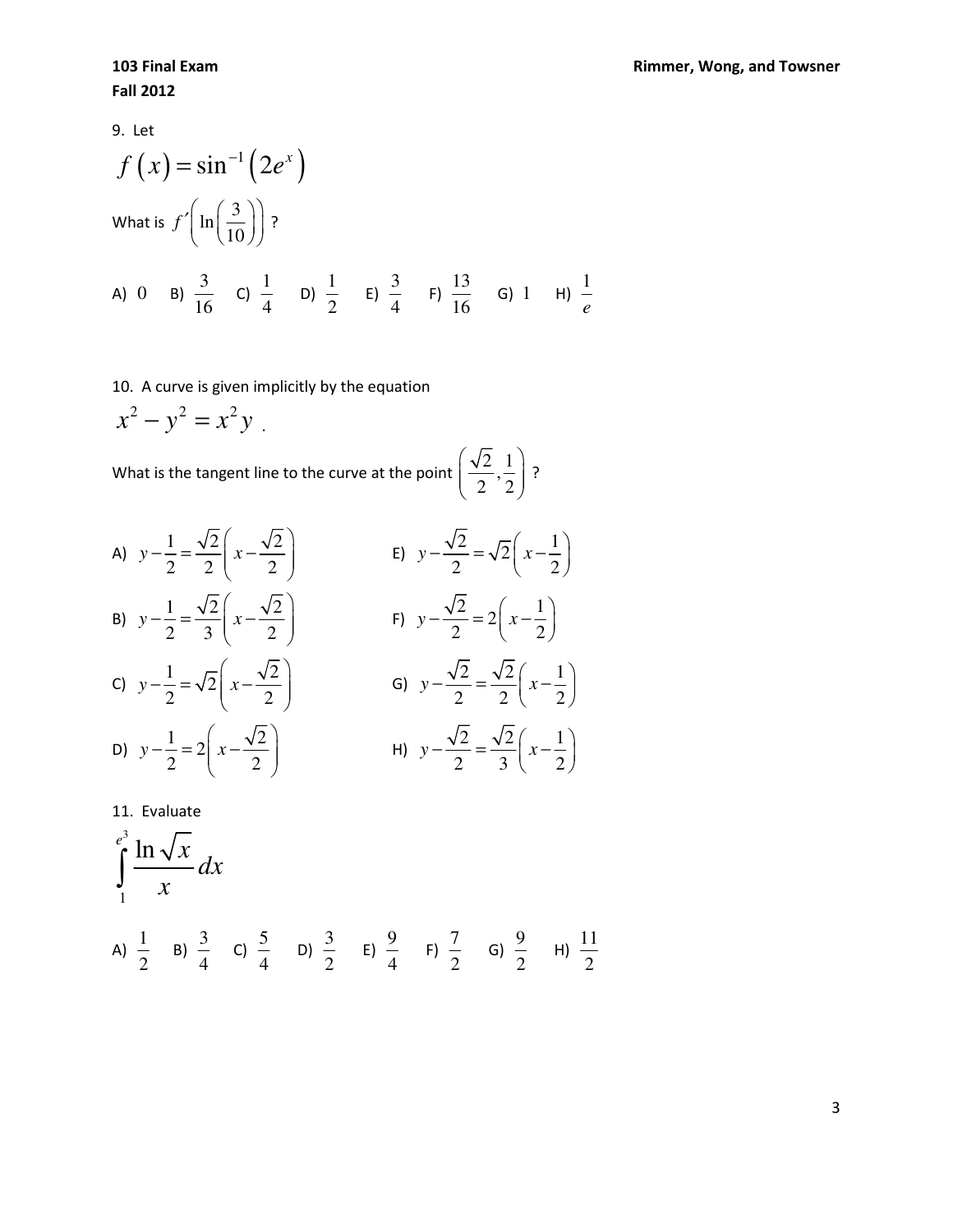9. Let

$$f(x) = \sin^{-1}(2e^x)$$

What is $f'\left(\ln\left(\frac{3}{10}\right)\right)$ ?

A) $0$ B) $\frac{3}{16}$ C) $\frac{1}{4}$ D) $\frac{1}{2}$ E) $\frac{3}{4}$ F) $\frac{13}{16}$ G) $1$ H) $\frac{1}{e}$

10. A curve is given implicitly by the equation

$$x^2 - y^2 = x^2 y .$$

What is the tangent line to the curve at the point $\left(\frac{\sqrt{2}}{2}, \frac{1}{2}\right)$ ?

A) $y - \frac{1}{2} = \frac{\sqrt{2}}{2}\left(x - \frac{\sqrt{2}}{2}\right)$

B) $y - \frac{1}{2} = \frac{\sqrt{2}}{3}\left(x - \frac{\sqrt{2}}{2}\right)$

C) $y - \frac{1}{2} = \sqrt{2}\left(x - \frac{\sqrt{2}}{2}\right)$

D) $y - \frac{1}{2} = 2\left(x - \frac{\sqrt{2}}{2}\right)$

E) $y - \frac{\sqrt{2}}{2} = \sqrt{2}\left(x - \frac{1}{2}\right)$

F) $y - \frac{\sqrt{2}}{2} = 2\left(x - \frac{1}{2}\right)$

G) $y - \frac{\sqrt{2}}{2} = \frac{\sqrt{2}}{2}\left(x - \frac{1}{2}\right)$

H) $y - \frac{\sqrt{2}}{2} = \frac{\sqrt{2}}{3}\left(x - \frac{1}{2}\right)$

11. Evaluate

$$\int_1^{e^3} \frac{\ln\sqrt{x}}{x}\, dx$$

A) $\frac{1}{2}$ B) $\frac{3}{4}$ C) $\frac{5}{4}$ D) $\frac{3}{2}$ E) $\frac{9}{4}$ F) $\frac{7}{2}$ G) $\frac{9}{2}$ H) $\frac{11}{2}$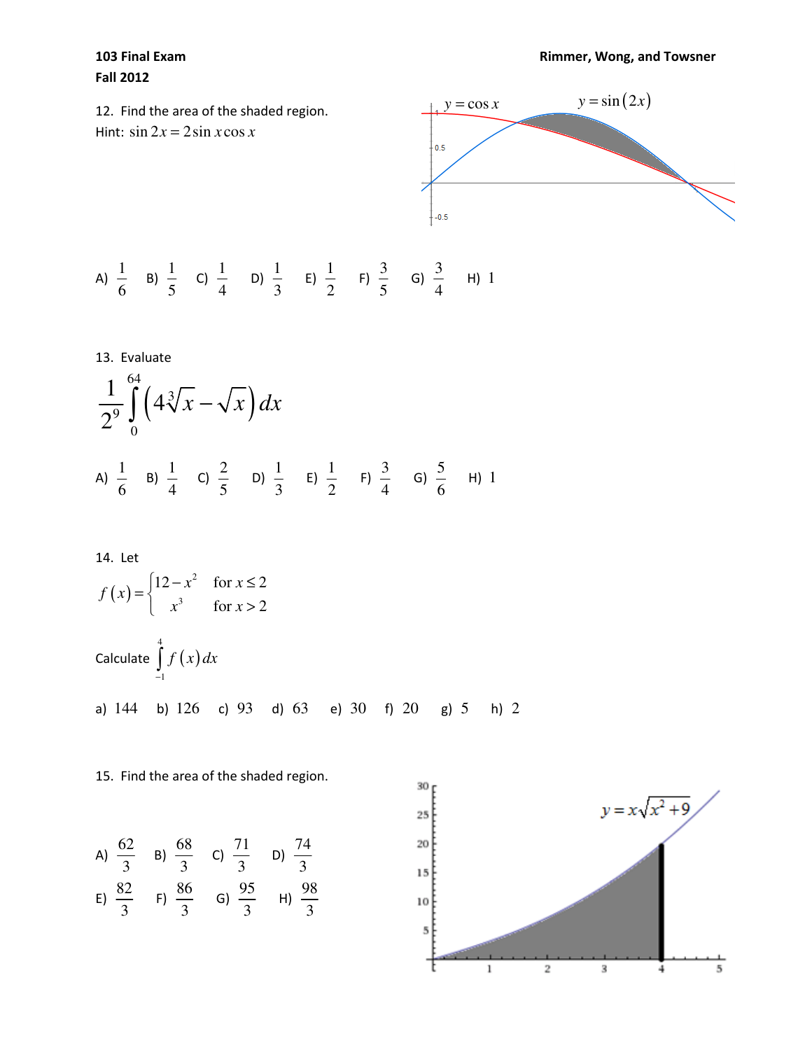**103 Final Exam** **Rimmer, Wong, and Towsner**
**Fall 2012**

12. Find the area of the shaded region.
Hint: $\sin 2x = 2\sin x \cos x$

A) $\frac{1}{6}$ B) $\frac{1}{5}$ C) $\frac{1}{4}$ D) $\frac{1}{3}$ E) $\frac{1}{2}$ F) $\frac{3}{5}$ G) $\frac{3}{4}$ H) $1$

13. Evaluate

$$\frac{1}{2^9}\int_0^{64}\left(4\sqrt[3]{x}-\sqrt{x}\right)dx$$

A) $\frac{1}{6}$ B) $\frac{1}{4}$ C) $\frac{2}{5}$ D) $\frac{1}{3}$ E) $\frac{1}{2}$ F) $\frac{3}{4}$ G) $\frac{5}{6}$ H) $1$

14. Let

$$f(x)=\begin{cases}12-x^2 & \text{for } x\le 2\\ x^3 & \text{for } x>2\end{cases}$$

Calculate $\int_{-1}^{4} f(x)\,dx$

a) $144$ b) $126$ c) $93$ d) $63$ e) $30$ f) $20$ g) $5$ h) $2$

15. Find the area of the shaded region.

A) $\frac{62}{3}$ B) $\frac{68}{3}$ C) $\frac{71}{3}$ D) $\frac{74}{3}$

E) $\frac{82}{3}$ F) $\frac{86}{3}$ G) $\frac{95}{3}$ H) $\frac{98}{3}$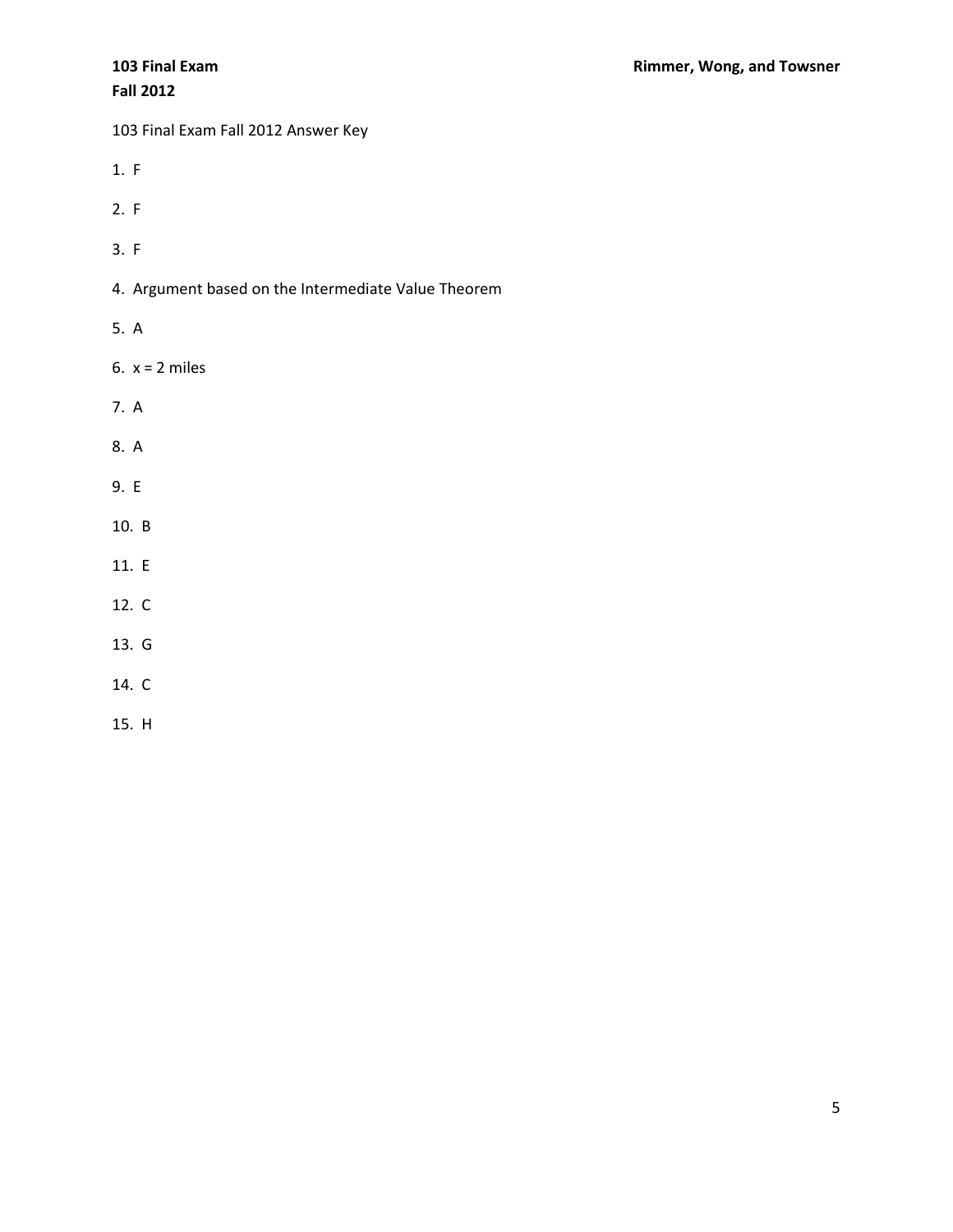103 Final Exam Fall 2012 Answer Key

1. F
2. F
3. F
4. Argument based on the Intermediate Value Theorem
5. A
6. x = 2 miles
7. A
8. A
9. E
10. B
11. E
12. C
13. G
14. C
15. H